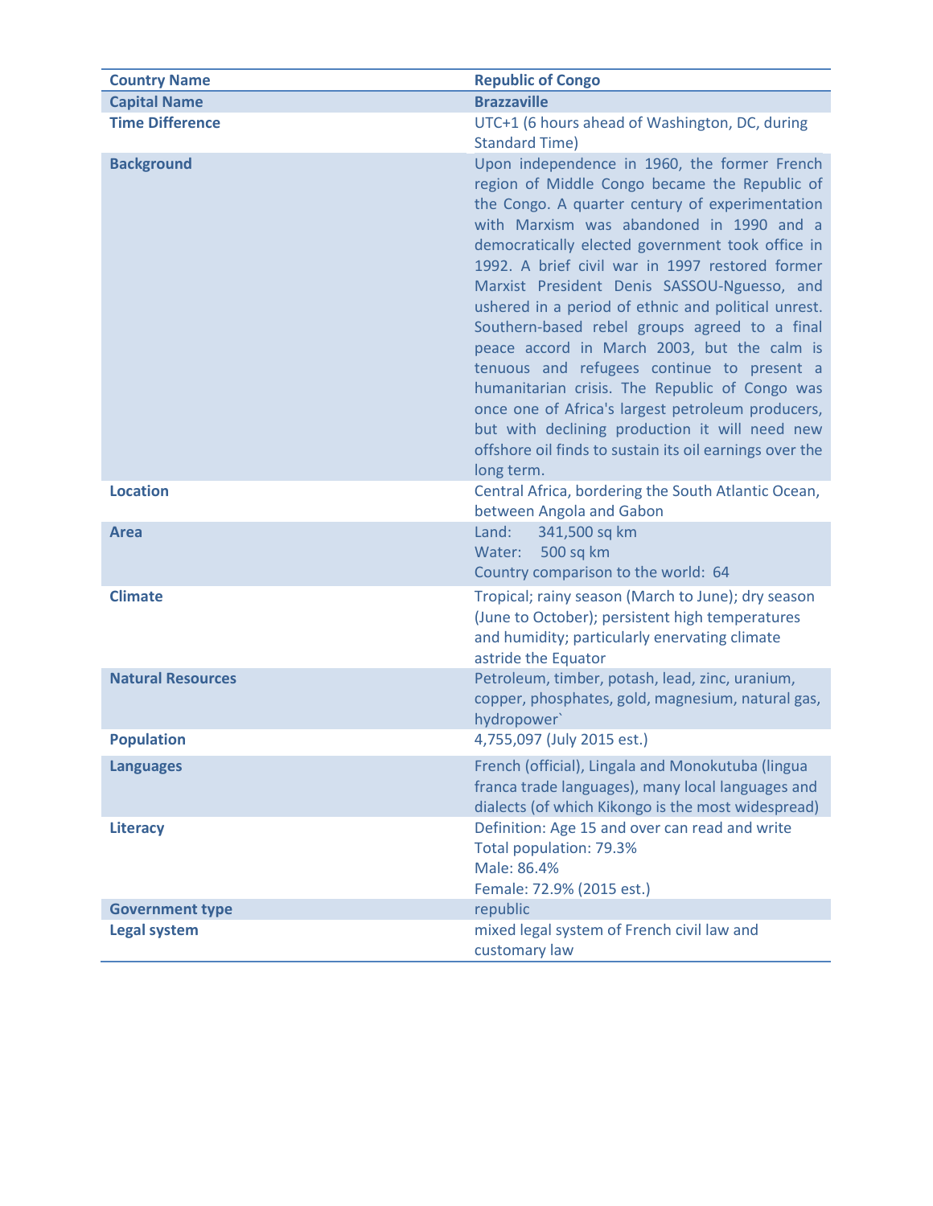| Country Name | Republic of Congo |
|---|---|
| **Capital Name** | **Brazzaville** |
| **Time Difference** | UTC+1 (6 hours ahead of Washington, DC, during Standard Time) |
| **Background** | Upon independence in 1960, the former French region of Middle Congo became the Republic of the Congo. A quarter century of experimentation with Marxism was abandoned in 1990 and a democratically elected government took office in 1992. A brief civil war in 1997 restored former Marxist President Denis SASSOU-Nguesso, and ushered in a period of ethnic and political unrest. Southern-based rebel groups agreed to a final peace accord in March 2003, but the calm is tenuous and refugees continue to present a humanitarian crisis. The Republic of Congo was once one of Africa's largest petroleum producers, but with declining production it will need new offshore oil finds to sustain its oil earnings over the long term. |
| **Location** | Central Africa, bordering the South Atlantic Ocean, between Angola and Gabon |
| **Area** | Land: 341,500 sq km<br>Water: 500 sq km<br>Country comparison to the world: 64 |
| **Climate** | Tropical; rainy season (March to June); dry season (June to October); persistent high temperatures and humidity; particularly enervating climate astride the Equator |
| **Natural Resources** | Petroleum, timber, potash, lead, zinc, uranium, copper, phosphates, gold, magnesium, natural gas, hydropower` |
| **Population** | 4,755,097 (July 2015 est.) |
| **Languages** | French (official), Lingala and Monokutuba (lingua franca trade languages), many local languages and dialects (of which Kikongo is the most widespread) |
| **Literacy** | Definition: Age 15 and over can read and write<br>Total population: 79.3%<br>Male: 86.4%<br>Female: 72.9% (2015 est.) |
| **Government type** | republic |
| **Legal system** | mixed legal system of French civil law and customary law |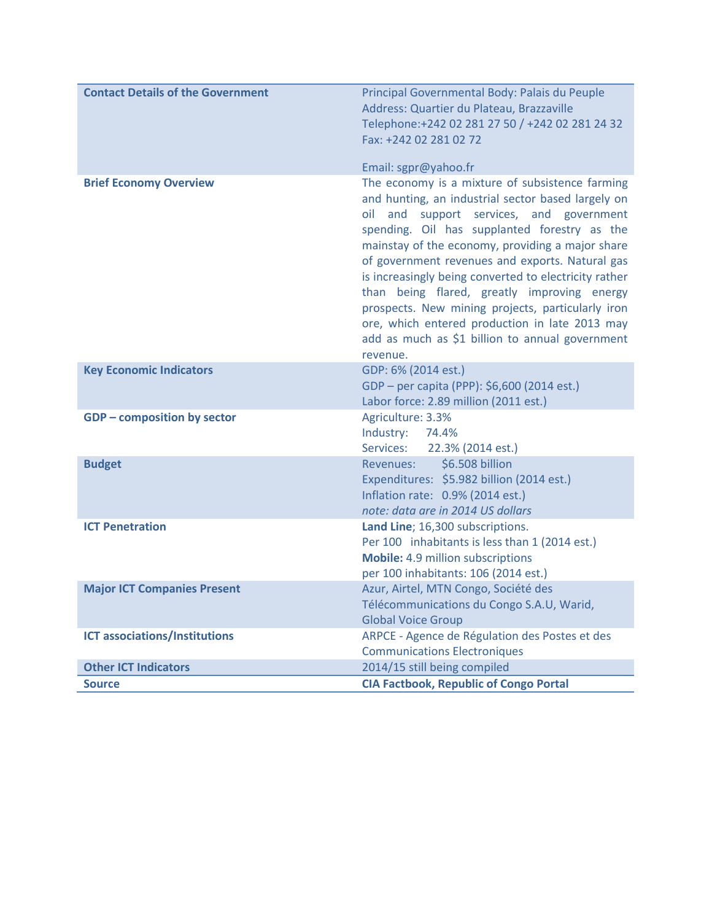| | |
|---|---|
| **Contact Details of the Government** | Principal Governmental Body: Palais du Peuple<br>Address: Quartier du Plateau, Brazzaville<br>Telephone:+242 02 281 27 50 / +242 02 281 24 32<br>Fax: +242 02 281 02 72<br><br>Email: sgpr@yahoo.fr |
| **Brief Economy Overview** | The economy is a mixture of subsistence farming and hunting, an industrial sector based largely on oil and support services, and government spending. Oil has supplanted forestry as the mainstay of the economy, providing a major share of government revenues and exports. Natural gas is increasingly being converted to electricity rather than being flared, greatly improving energy prospects. New mining projects, particularly iron ore, which entered production in late 2013 may add as much as $1 billion to annual government revenue. |
| **Key Economic Indicators** | GDP: 6% (2014 est.)<br>GDP – per capita (PPP): $6,600 (2014 est.)<br>Labor force: 2.89 million (2011 est.) |
| **GDP – composition by sector** | Agriculture: 3.3%<br>Industry: 74.4%<br>Services: 22.3% (2014 est.) |
| **Budget** | Revenues: $6.508 billion<br>Expenditures: $5.982 billion (2014 est.)<br>Inflation rate: 0.9% (2014 est.)<br>*note: data are in 2014 US dollars* |
| **ICT Penetration** | **Land Line**; 16,300 subscriptions.<br>Per 100 inhabitants is less than 1 (2014 est.)<br>**Mobile:** 4.9 million subscriptions<br>per 100 inhabitants: 106 (2014 est.) |
| **Major ICT Companies Present** | Azur, Airtel, MTN Congo, Société des Télécommunications du Congo S.A.U, Warid, Global Voice Group |
| **ICT associations/Institutions** | ARPCE - Agence de Régulation des Postes et des Communications Electroniques |
| **Other ICT Indicators** | 2014/15 still being compiled |
| **Source** | **CIA Factbook, Republic of Congo Portal** |